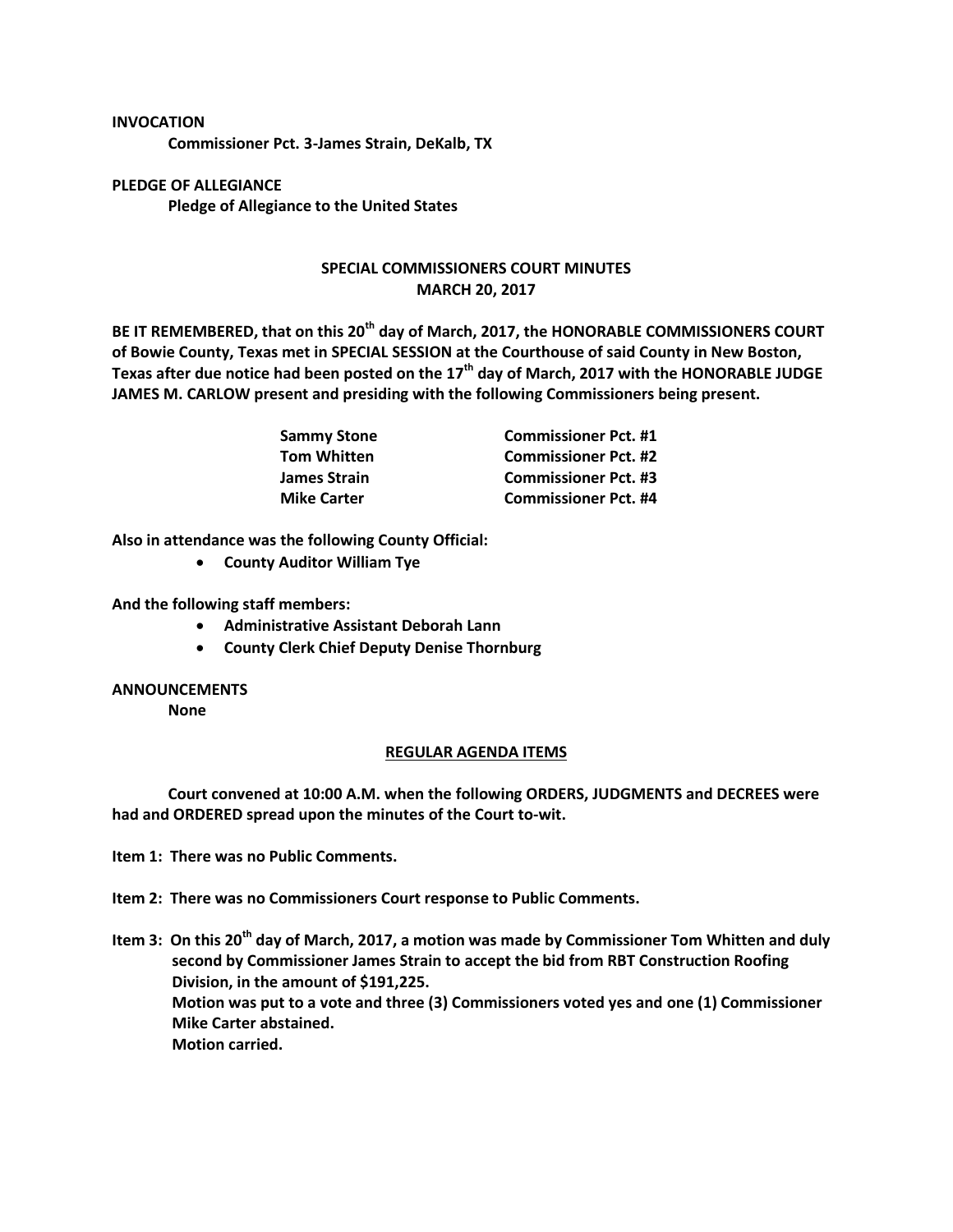**INVOCATION**

**Commissioner Pct. 3-James Strain, DeKalb, TX**

**PLEDGE OF ALLEGIANCE**

**Pledge of Allegiance to the United States**

## SPECIAL COMMISSIONERS COURT MINUTES
## MARCH 20, 2017

**BE IT REMEMBERED, that on this 20th day of March, 2017, the HONORABLE COMMISSIONERS COURT of Bowie County, Texas met in SPECIAL SESSION at the Courthouse of said County in New Boston, Texas after due notice had been posted on the 17th day of March, 2017 with the HONORABLE JUDGE JAMES M. CARLOW present and presiding with the following Commissioners being present.**

| | |
|---|---|
| **Sammy Stone** | **Commissioner Pct. #1** |
| **Tom Whitten** | **Commissioner Pct. #2** |
| **James Strain** | **Commissioner Pct. #3** |
| **Mike Carter** | **Commissioner Pct. #4** |

**Also in attendance was the following County Official:**

- **County Auditor William Tye**

**And the following staff members:**

- **Administrative Assistant Deborah Lann**
- **County Clerk Chief Deputy Denise Thornburg**

**ANNOUNCEMENTS**

**None**

**REGULAR AGENDA ITEMS**

**Court convened at 10:00 A.M. when the following ORDERS, JUDGMENTS and DECREES were had and ORDERED spread upon the minutes of the Court to-wit.**

**Item 1: There was no Public Comments.**

**Item 2: There was no Commissioners Court response to Public Comments.**

**Item 3: On this 20th day of March, 2017, a motion was made by Commissioner Tom Whitten and duly second by Commissioner James Strain to accept the bid from RBT Construction Roofing Division, in the amount of $191,225.**
**Motion was put to a vote and three (3) Commissioners voted yes and one (1) Commissioner Mike Carter abstained.**
**Motion carried.**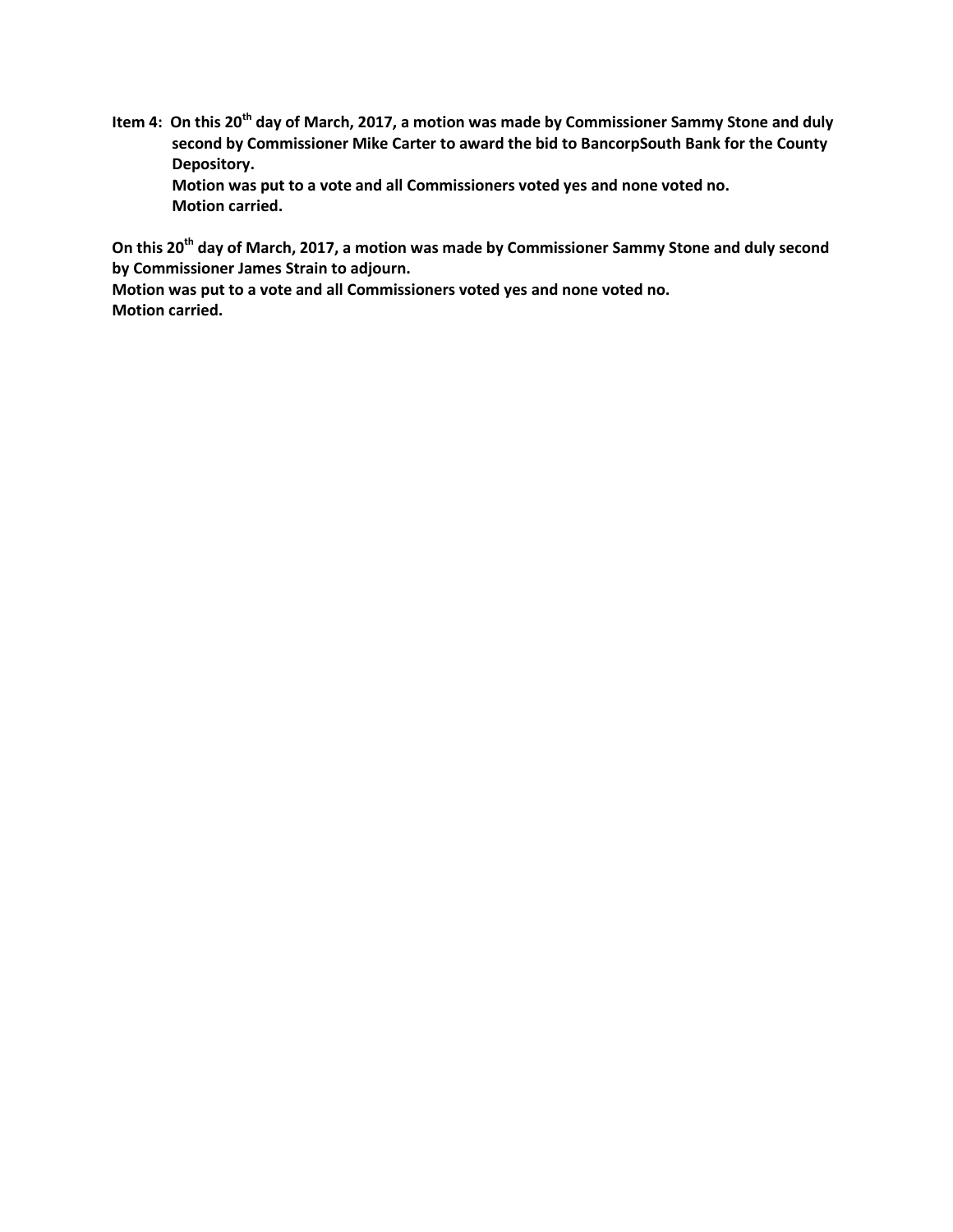**Item 4: On this 20th day of March, 2017, a motion was made by Commissioner Sammy Stone and duly second by Commissioner Mike Carter to award the bid to BancorpSouth Bank for the County Depository.**
**Motion was put to a vote and all Commissioners voted yes and none voted no.**
**Motion carried.**

**On this 20th day of March, 2017, a motion was made by Commissioner Sammy Stone and duly second by Commissioner James Strain to adjourn.**
**Motion was put to a vote and all Commissioners voted yes and none voted no.**
**Motion carried.**